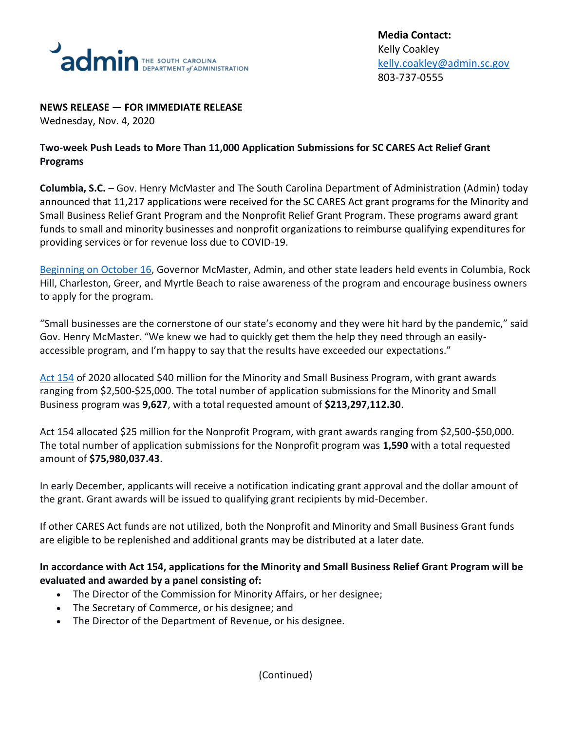admin THE SOUTH CAROLINA DEPARTMENT of ADMINISTRATION

**Media Contact:**
Kelly Coakley
[kelly.coakley@admin.sc.gov](mailto:kelly.coakley@admin.sc.gov)
803-737-0555

**NEWS RELEASE — FOR IMMEDIATE RELEASE**
Wednesday, Nov. 4, 2020

**Two-week Push Leads to More Than 11,000 Application Submissions for SC CARES Act Relief Grant Programs**

**Columbia, S.C.** – Gov. Henry McMaster and The South Carolina Department of Administration (Admin) today announced that 11,217 applications were received for the SC CARES Act grant programs for the Minority and Small Business Relief Grant Program and the Nonprofit Relief Grant Program. These programs award grant funds to small and minority businesses and nonprofit organizations to reimburse qualifying expenditures for providing services or for revenue loss due to COVID-19.

Beginning on October 16, Governor McMaster, Admin, and other state leaders held events in Columbia, Rock Hill, Charleston, Greer, and Myrtle Beach to raise awareness of the program and encourage business owners to apply for the program.

"Small businesses are the cornerstone of our state's economy and they were hit hard by the pandemic," said Gov. Henry McMaster. "We knew we had to quickly get them the help they need through an easily-accessible program, and I'm happy to say that the results have exceeded our expectations."

Act 154 of 2020 allocated $40 million for the Minority and Small Business Program, with grant awards ranging from $2,500-$25,000. The total number of application submissions for the Minority and Small Business program was **9,627**, with a total requested amount of **$213,297,112.30**.

Act 154 allocated $25 million for the Nonprofit Program, with grant awards ranging from $2,500-$50,000. The total number of application submissions for the Nonprofit program was **1,590** with a total requested amount of **$75,980,037.43**.

In early December, applicants will receive a notification indicating grant approval and the dollar amount of the grant. Grant awards will be issued to qualifying grant recipients by mid-December.

If other CARES Act funds are not utilized, both the Nonprofit and Minority and Small Business Grant funds are eligible to be replenished and additional grants may be distributed at a later date.

**In accordance with Act 154, applications for the Minority and Small Business Relief Grant Program will be evaluated and awarded by a panel consisting of:**

- The Director of the Commission for Minority Affairs, or her designee;
- The Secretary of Commerce, or his designee; and
- The Director of the Department of Revenue, or his designee.

(Continued)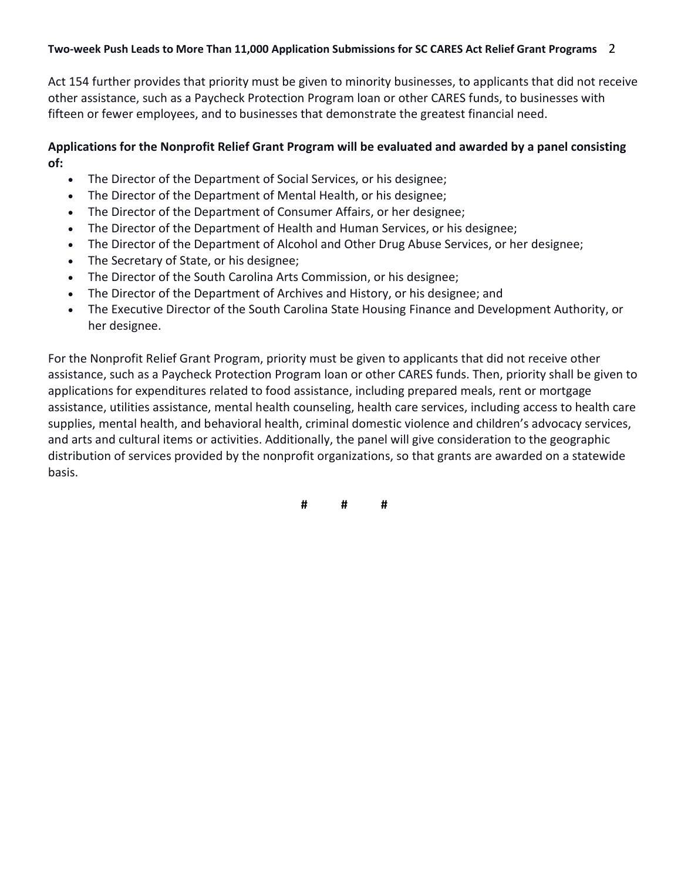Act 154 further provides that priority must be given to minority businesses, to applicants that did not receive other assistance, such as a Paycheck Protection Program loan or other CARES funds, to businesses with fifteen or fewer employees, and to businesses that demonstrate the greatest financial need.

**Applications for the Nonprofit Relief Grant Program will be evaluated and awarded by a panel consisting of:**

- The Director of the Department of Social Services, or his designee;
- The Director of the Department of Mental Health, or his designee;
- The Director of the Department of Consumer Affairs, or her designee;
- The Director of the Department of Health and Human Services, or his designee;
- The Director of the Department of Alcohol and Other Drug Abuse Services, or her designee;
- The Secretary of State, or his designee;
- The Director of the South Carolina Arts Commission, or his designee;
- The Director of the Department of Archives and History, or his designee; and
- The Executive Director of the South Carolina State Housing Finance and Development Authority, or her designee.

For the Nonprofit Relief Grant Program, priority must be given to applicants that did not receive other assistance, such as a Paycheck Protection Program loan or other CARES funds. Then, priority shall be given to applications for expenditures related to food assistance, including prepared meals, rent or mortgage assistance, utilities assistance, mental health counseling, health care services, including access to health care supplies, mental health, and behavioral health, criminal domestic violence and children's advocacy services, and arts and cultural items or activities. Additionally, the panel will give consideration to the geographic distribution of services provided by the nonprofit organizations, so that grants are awarded on a statewide basis.

**# # #**